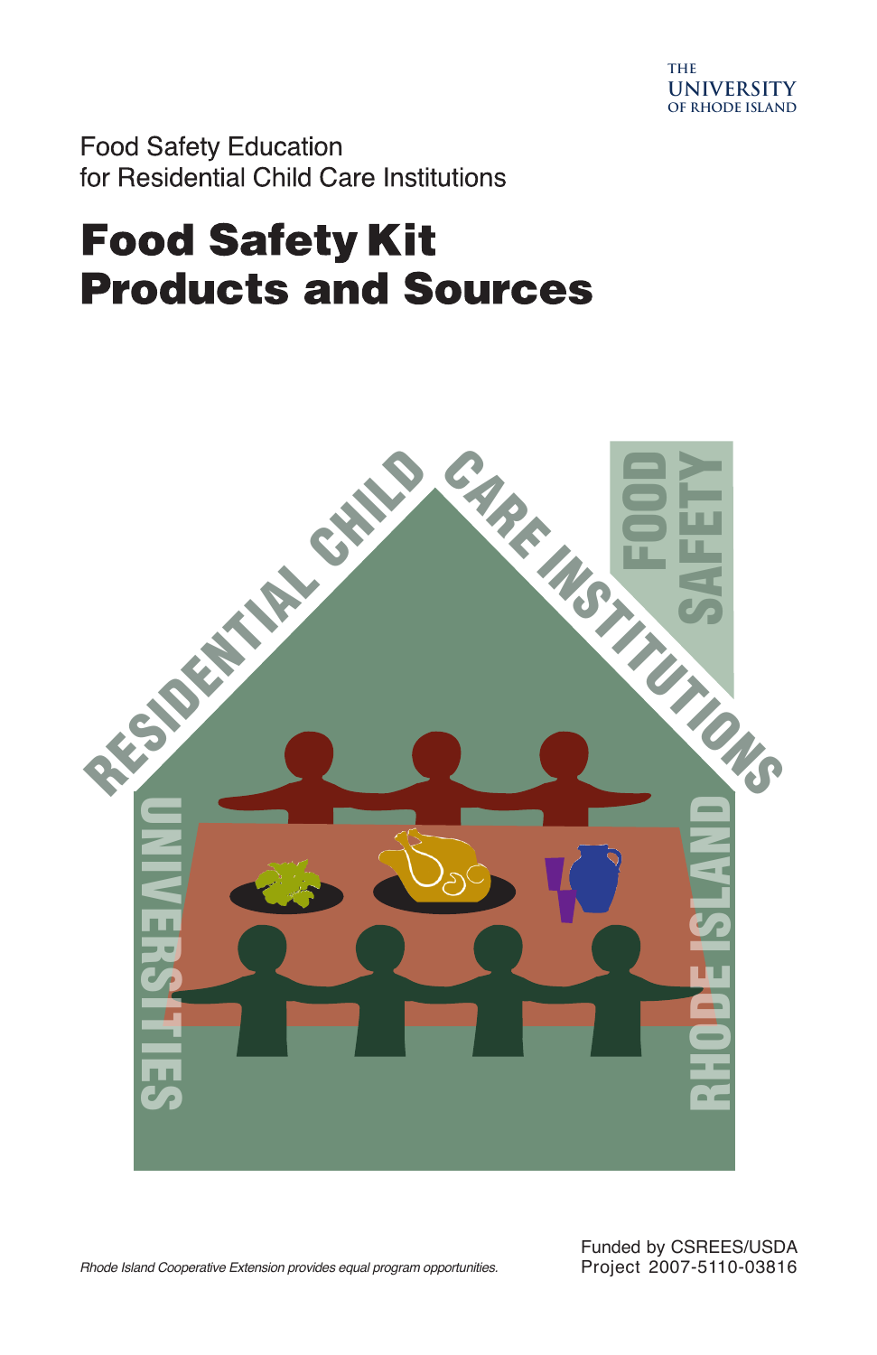THE UNIVERSITY OF RHODE ISLAND

Food Safety Education
for Residential Child Care Institutions

# Food Safety Kit
# Products and Sources

RESIDENTIAL CHILD CARE INSTITUTIONS

FOOD SAFETY

UNIVERSITIES

RHODE ISLAND

*Rhode Island Cooperative Extension provides equal program opportunities.*

Funded by CSREES/USDA
Project 2007-5110-03816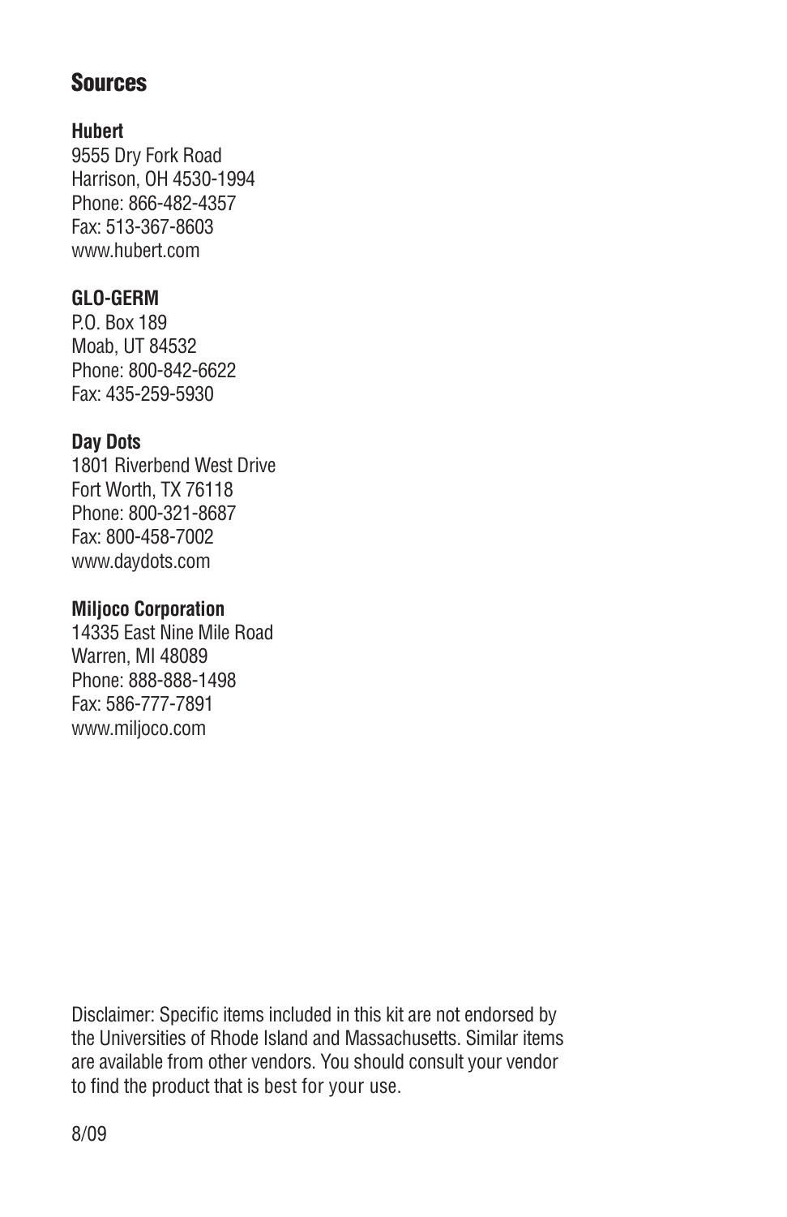## Sources

**Hubert**
9555 Dry Fork Road
Harrison, OH 4530-1994
Phone: 866-482-4357
Fax: 513-367-8603
www.hubert.com

**GLO-GERM**
P.O. Box 189
Moab, UT 84532
Phone: 800-842-6622
Fax: 435-259-5930

**Day Dots**
1801 Riverbend West Drive
Fort Worth, TX 76118
Phone: 800-321-8687
Fax: 800-458-7002
www.daydots.com

**Miljoco Corporation**
14335 East Nine Mile Road
Warren, MI 48089
Phone: 888-888-1498
Fax: 586-777-7891
www.miljoco.com

Disclaimer: Specific items included in this kit are not endorsed by the Universities of Rhode Island and Massachusetts. Similar items are available from other vendors. You should consult your vendor to find the product that is best for your use.

8/09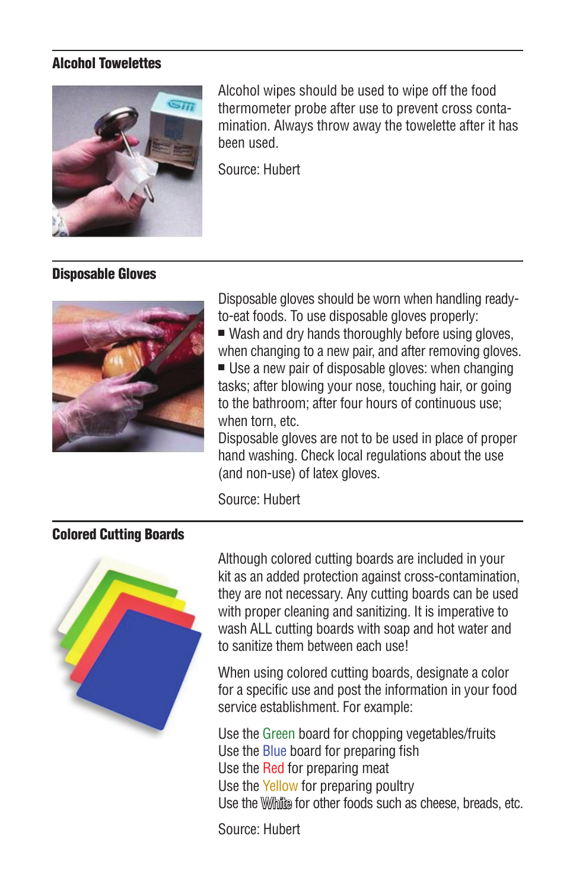## Alcohol Towelettes

Alcohol wipes should be used to wipe off the food thermometer probe after use to prevent cross contamination. Always throw away the towelette after it has been used.

Source: Hubert

## Disposable Gloves

Disposable gloves should be worn when handling ready-to-eat foods. To use disposable gloves properly:

- Wash and dry hands thoroughly before using gloves, when changing to a new pair, and after removing gloves.
- Use a new pair of disposable gloves: when changing tasks; after blowing your nose, touching hair, or going to the bathroom; after four hours of continuous use; when torn, etc.

Disposable gloves are not to be used in place of proper hand washing. Check local regulations about the use (and non-use) of latex gloves.

Source: Hubert

## Colored Cutting Boards

Although colored cutting boards are included in your kit as an added protection against cross-contamination, they are not necessary. Any cutting boards can be used with proper cleaning and sanitizing. It is imperative to wash ALL cutting boards with soap and hot water and to sanitize them between each use!

When using colored cutting boards, designate a color for a specific use and post the information in your food service establishment. For example:

Use the Green board for chopping vegetables/fruits
Use the Blue board for preparing fish
Use the Red for preparing meat
Use the Yellow for preparing poultry
Use the White for other foods such as cheese, breads, etc.

Source: Hubert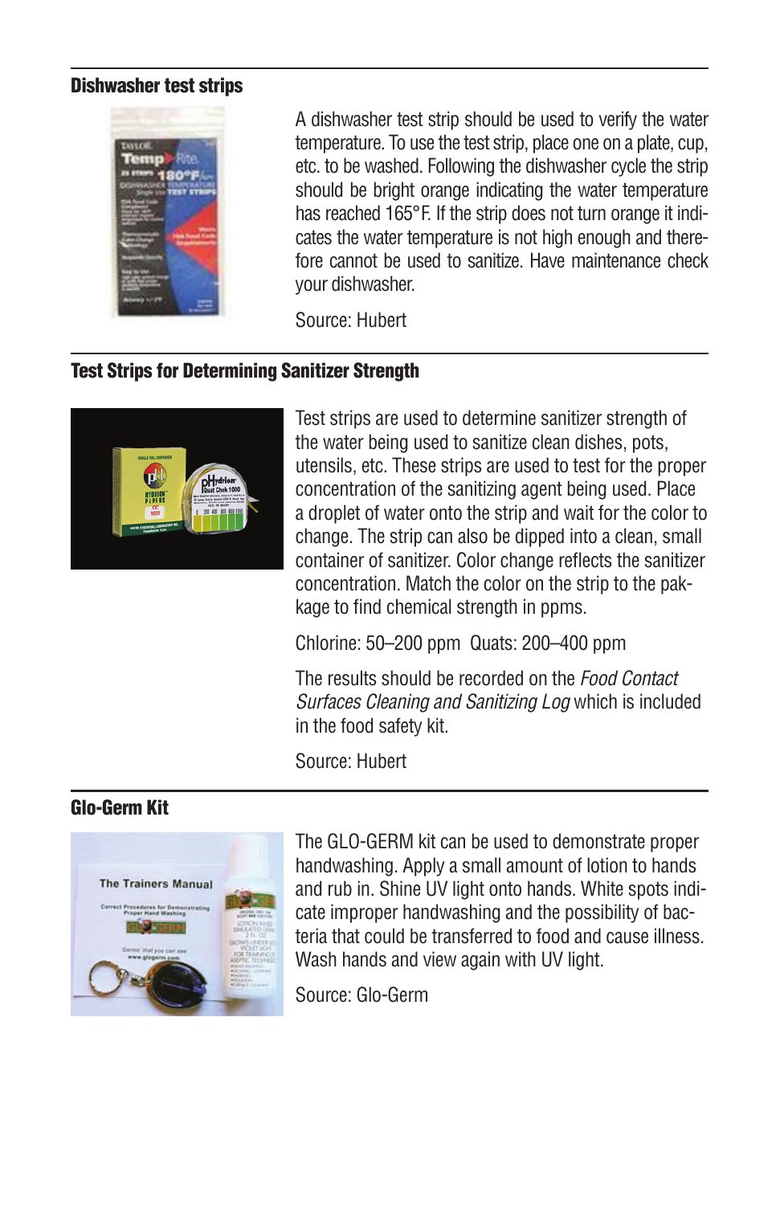### Dishwasher test strips

A dishwasher test strip should be used to verify the water temperature. To use the test strip, place one on a plate, cup, etc. to be washed. Following the dishwasher cycle the strip should be bright orange indicating the water temperature has reached 165°F. If the strip does not turn orange it indicates the water temperature is not high enough and therefore cannot be used to sanitize. Have maintenance check your dishwasher.

Source: Hubert

### Test Strips for Determining Sanitizer Strength

Test strips are used to determine sanitizer strength of the water being used to sanitize clean dishes, pots, utensils, etc. These strips are used to test for the proper concentration of the sanitizing agent being used. Place a droplet of water onto the strip and wait for the color to change. The strip can also be dipped into a clean, small container of sanitizer. Color change reflects the sanitizer concentration. Match the color on the strip to the package to find chemical strength in ppms.

Chlorine: 50–200 ppm  Quats: 200–400 ppm

The results should be recorded on the *Food Contact Surfaces Cleaning and Sanitizing Log* which is included in the food safety kit.

Source: Hubert

### Glo-Germ Kit

The GLO-GERM kit can be used to demonstrate proper handwashing. Apply a small amount of lotion to hands and rub in. Shine UV light onto hands. White spots indicate improper handwashing and the possibility of bacteria that could be transferred to food and cause illness. Wash hands and view again with UV light.

Source: Glo-Germ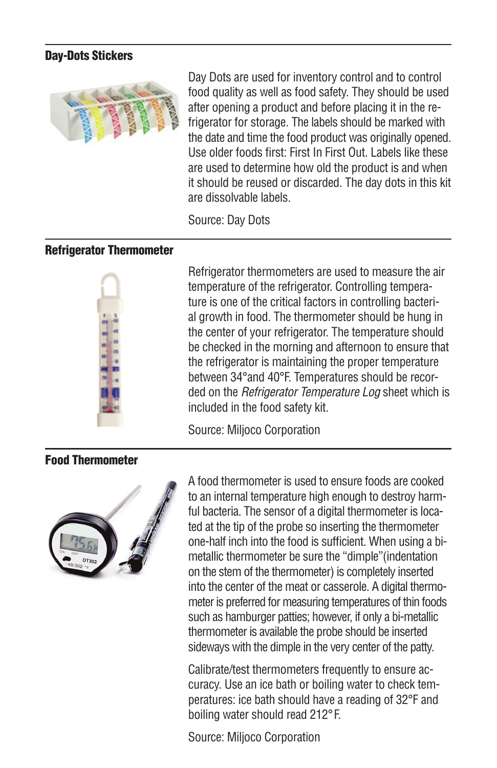## Day-Dots Stickers

Day Dots are used for inventory control and to control food quality as well as food safety. They should be used after opening a product and before placing it in the refrigerator for storage. The labels should be marked with the date and time the food product was originally opened. Use older foods first: First In First Out. Labels like these are used to determine how old the product is and when it should be reused or discarded. The day dots in this kit are dissolvable labels.

Source: Day Dots

## Refrigerator Thermometer

Refrigerator thermometers are used to measure the air temperature of the refrigerator. Controlling temperature is one of the critical factors in controlling bacterial growth in food. The thermometer should be hung in the center of your refrigerator. The temperature should be checked in the morning and afternoon to ensure that the refrigerator is maintaining the proper temperature between 34°and 40°F. Temperatures should be recorded on the *Refrigerator Temperature Log* sheet which is included in the food safety kit.

Source: Miljoco Corporation

## Food Thermometer

A food thermometer is used to ensure foods are cooked to an internal temperature high enough to destroy harmful bacteria. The sensor of a digital thermometer is located at the tip of the probe so inserting the thermometer one-half inch into the food is sufficient. When using a bi-metallic thermometer be sure the "dimple"(indentation on the stem of the thermometer) is completely inserted into the center of the meat or casserole. A digital thermometer is preferred for measuring temperatures of thin foods such as hamburger patties; however, if only a bi-metallic thermometer is available the probe should be inserted sideways with the dimple in the very center of the patty.

Calibrate/test thermometers frequently to ensure accuracy. Use an ice bath or boiling water to check temperatures: ice bath should have a reading of 32°F and boiling water should read 212° F.

Source: Miljoco Corporation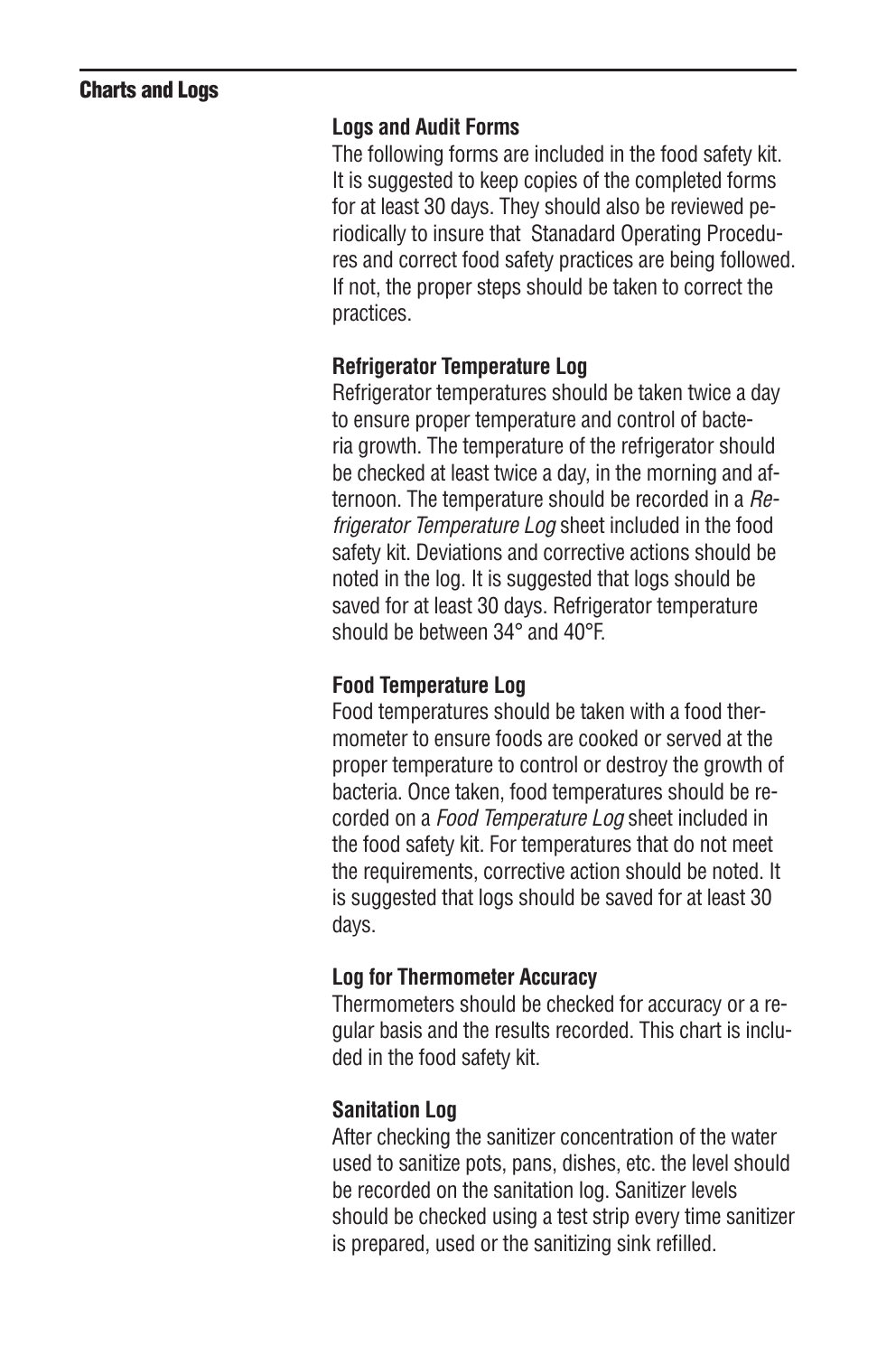## Charts and Logs

### Logs and Audit Forms

The following forms are included in the food safety kit. It is suggested to keep copies of the completed forms for at least 30 days. They should also be reviewed periodically to insure that Stanadard Operating Procedures and correct food safety practices are being followed. If not, the proper steps should be taken to correct the practices.

### Refrigerator Temperature Log

Refrigerator temperatures should be taken twice a day to ensure proper temperature and control of bacteria growth. The temperature of the refrigerator should be checked at least twice a day, in the morning and afternoon. The temperature should be recorded in a *Refrigerator Temperature Log* sheet included in the food safety kit. Deviations and corrective actions should be noted in the log. It is suggested that logs should be saved for at least 30 days. Refrigerator temperature should be between 34° and 40°F.

### Food Temperature Log

Food temperatures should be taken with a food thermometer to ensure foods are cooked or served at the proper temperature to control or destroy the growth of bacteria. Once taken, food temperatures should be recorded on a *Food Temperature Log* sheet included in the food safety kit. For temperatures that do not meet the requirements, corrective action should be noted. It is suggested that logs should be saved for at least 30 days.

### Log for Thermometer Accuracy

Thermometers should be checked for accuracy or a regular basis and the results recorded. This chart is included in the food safety kit.

### Sanitation Log

After checking the sanitizer concentration of the water used to sanitize pots, pans, dishes, etc. the level should be recorded on the sanitation log. Sanitizer levels should be checked using a test strip every time sanitizer is prepared, used or the sanitizing sink refilled.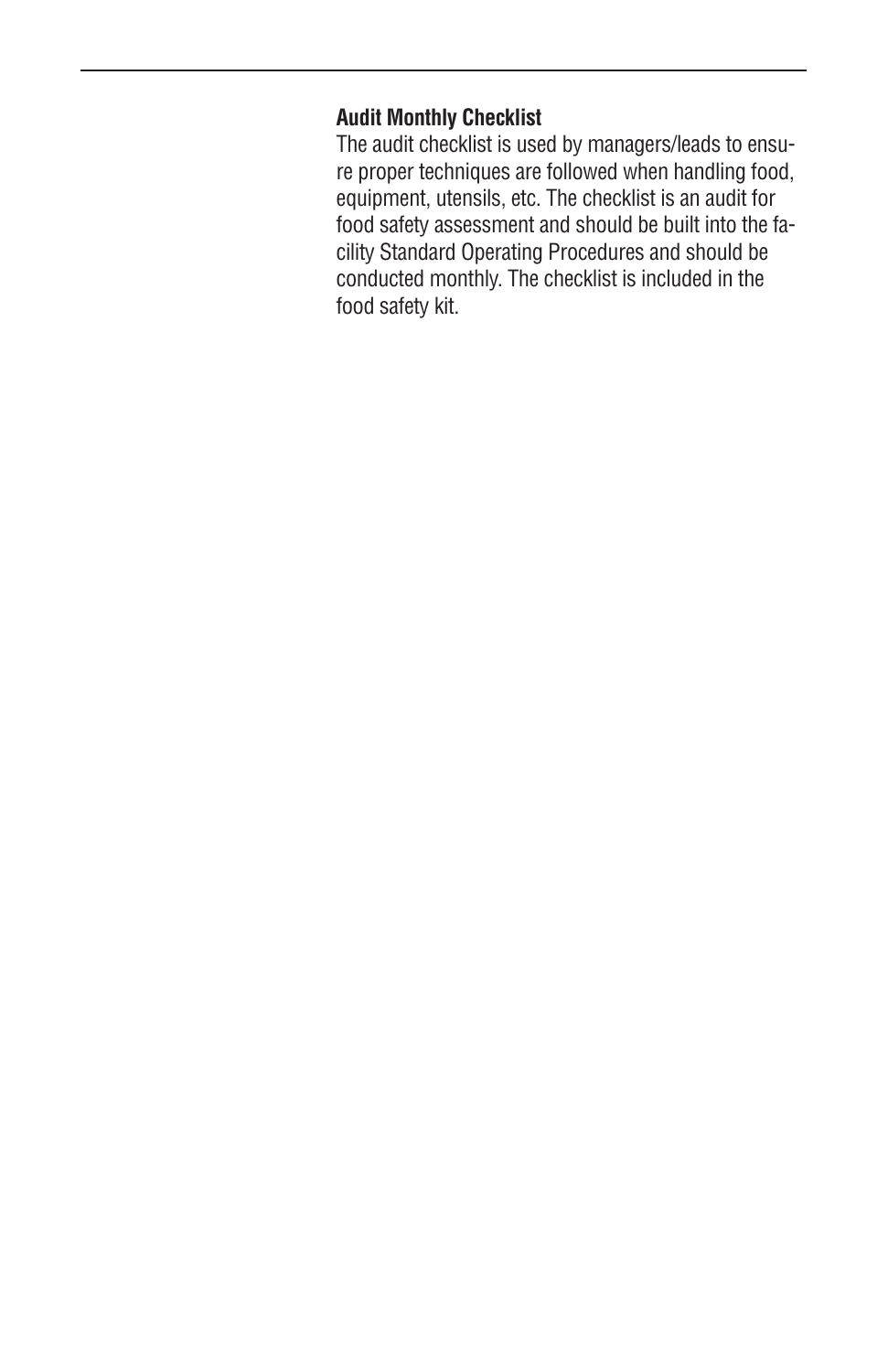**Audit Monthly Checklist**

The audit checklist is used by managers/leads to ensure proper techniques are followed when handling food, equipment, utensils, etc. The checklist is an audit for food safety assessment and should be built into the facility Standard Operating Procedures and should be conducted monthly. The checklist is included in the food safety kit.